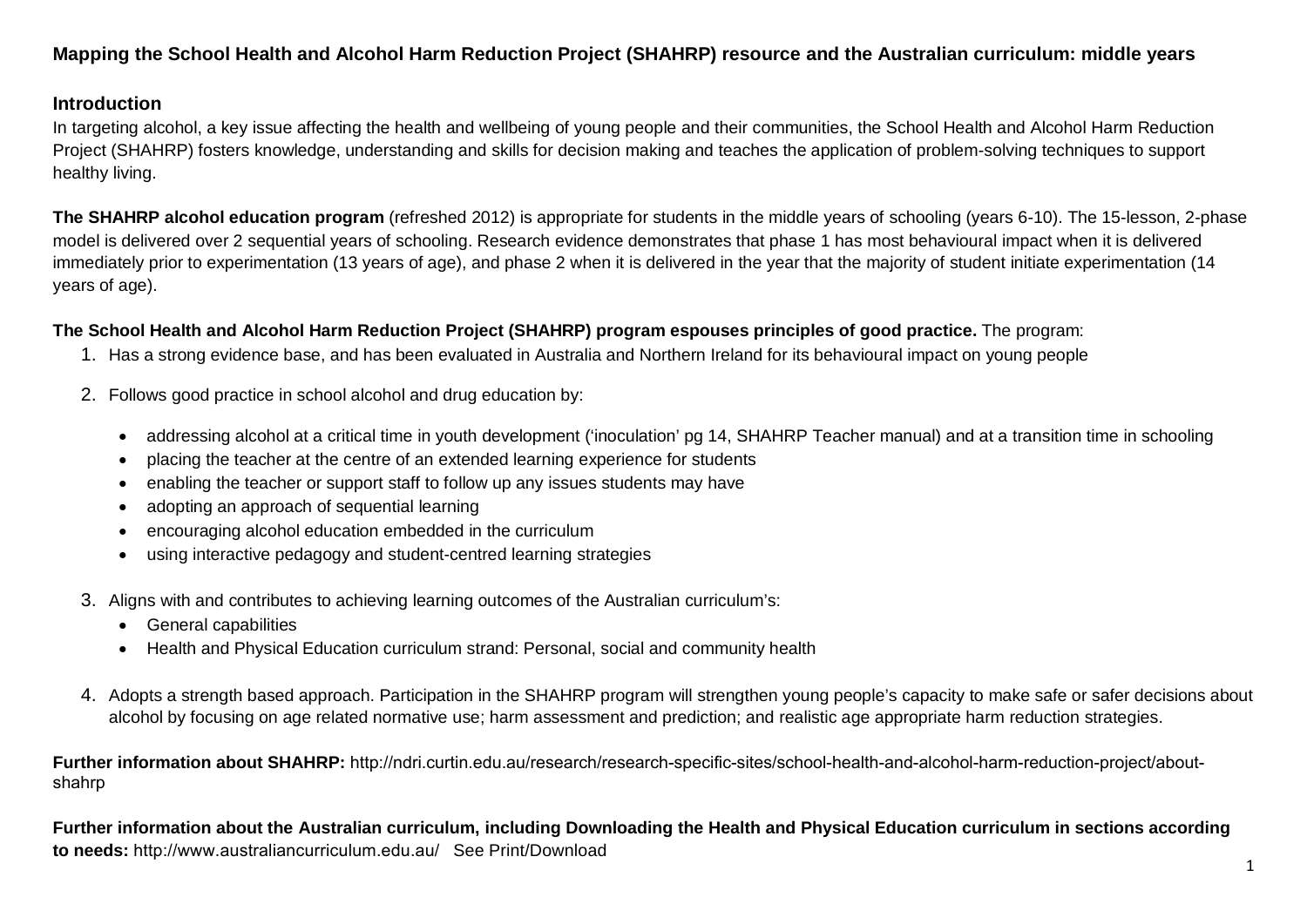# Mapping the School Health and Alcohol Harm Reduction Project (SHAHRP) resource and the Australian curriculum: middle years

## Introduction

In targeting alcohol, a key issue affecting the health and wellbeing of young people and their communities, the School Health and Alcohol Harm Reduction Project (SHAHRP) fosters knowledge, understanding and skills for decision making and teaches the application of problem-solving techniques to support healthy living.

**The SHAHRP alcohol education program** (refreshed 2012) is appropriate for students in the middle years of schooling (years 6-10). The 15-lesson, 2-phase model is delivered over 2 sequential years of schooling. Research evidence demonstrates that phase 1 has most behavioural impact when it is delivered immediately prior to experimentation (13 years of age), and phase 2 when it is delivered in the year that the majority of student initiate experimentation (14 years of age).

**The School Health and Alcohol Harm Reduction Project (SHAHRP) program espouses principles of good practice.** The program:

1. Has a strong evidence base, and has been evaluated in Australia and Northern Ireland for its behavioural impact on young people
2. Follows good practice in school alcohol and drug education by:
   - addressing alcohol at a critical time in youth development ('inoculation' pg 14, SHAHRP Teacher manual) and at a transition time in schooling
   - placing the teacher at the centre of an extended learning experience for students
   - enabling the teacher or support staff to follow up any issues students may have
   - adopting an approach of sequential learning
   - encouraging alcohol education embedded in the curriculum
   - using interactive pedagogy and student-centred learning strategies
3. Aligns with and contributes to achieving learning outcomes of the Australian curriculum's:
   - General capabilities
   - Health and Physical Education curriculum strand: Personal, social and community health
4. Adopts a strength based approach. Participation in the SHAHRP program will strengthen young people's capacity to make safe or safer decisions about alcohol by focusing on age related normative use; harm assessment and prediction; and realistic age appropriate harm reduction strategies.

**Further information about SHAHRP:** http://ndri.curtin.edu.au/research/research-specific-sites/school-health-and-alcohol-harm-reduction-project/about-shahrp

**Further information about the Australian curriculum, including Downloading the Health and Physical Education curriculum in sections according to needs:** http://www.australiancurriculum.edu.au/ See Print/Download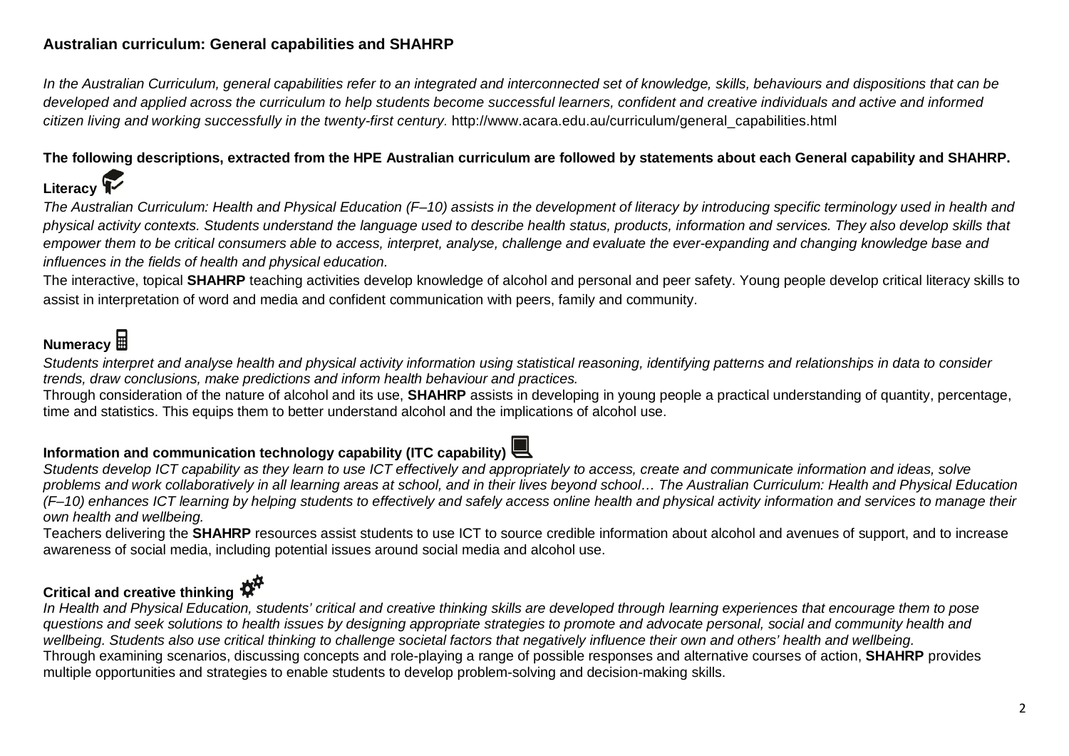## Australian curriculum: General capabilities and SHAHRP

*In the Australian Curriculum, general capabilities refer to an integrated and interconnected set of knowledge, skills, behaviours and dispositions that can be developed and applied across the curriculum to help students become successful learners, confident and creative individuals and active and informed citizen living and working successfully in the twenty-first century.* http://www.acara.edu.au/curriculum/general_capabilities.html

**The following descriptions, extracted from the HPE Australian curriculum are followed by statements about each General capability and SHAHRP.**

### Literacy

*The Australian Curriculum: Health and Physical Education (F–10) assists in the development of literacy by introducing specific terminology used in health and physical activity contexts. Students understand the language used to describe health status, products, information and services. They also develop skills that empower them to be critical consumers able to access, interpret, analyse, challenge and evaluate the ever-expanding and changing knowledge base and influences in the fields of health and physical education.*

The interactive, topical **SHAHRP** teaching activities develop knowledge of alcohol and personal and peer safety. Young people develop critical literacy skills to assist in interpretation of word and media and confident communication with peers, family and community.

### Numeracy

*Students interpret and analyse health and physical activity information using statistical reasoning, identifying patterns and relationships in data to consider trends, draw conclusions, make predictions and inform health behaviour and practices.*

Through consideration of the nature of alcohol and its use, **SHAHRP** assists in developing in young people a practical understanding of quantity, percentage, time and statistics. This equips them to better understand alcohol and the implications of alcohol use.

### Information and communication technology capability (ITC capability)

*Students develop ICT capability as they learn to use ICT effectively and appropriately to access, create and communicate information and ideas, solve problems and work collaboratively in all learning areas at school, and in their lives beyond school… The Australian Curriculum: Health and Physical Education (F–10) enhances ICT learning by helping students to effectively and safely access online health and physical activity information and services to manage their own health and wellbeing.*

Teachers delivering the **SHAHRP** resources assist students to use ICT to source credible information about alcohol and avenues of support, and to increase awareness of social media, including potential issues around social media and alcohol use.

### Critical and creative thinking

*In Health and Physical Education, students' critical and creative thinking skills are developed through learning experiences that encourage them to pose questions and seek solutions to health issues by designing appropriate strategies to promote and advocate personal, social and community health and wellbeing. Students also use critical thinking to challenge societal factors that negatively influence their own and others' health and wellbeing.*

Through examining scenarios, discussing concepts and role-playing a range of possible responses and alternative courses of action, **SHAHRP** provides multiple opportunities and strategies to enable students to develop problem-solving and decision-making skills.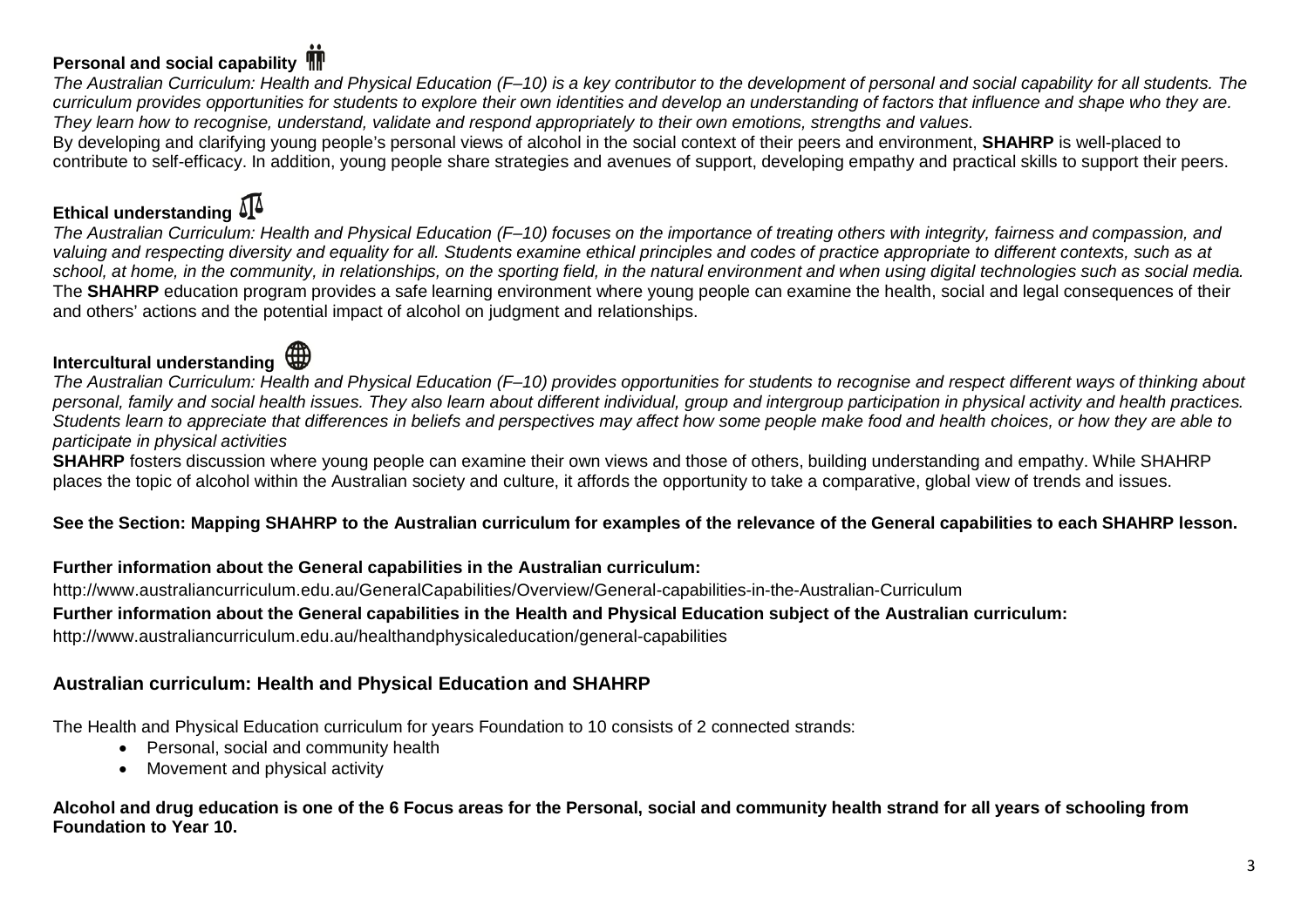### Personal and social capability

*The Australian Curriculum: Health and Physical Education (F–10) is a key contributor to the development of personal and social capability for all students. The curriculum provides opportunities for students to explore their own identities and develop an understanding of factors that influence and shape who they are. They learn how to recognise, understand, validate and respond appropriately to their own emotions, strengths and values.*

By developing and clarifying young people's personal views of alcohol in the social context of their peers and environment, **SHAHRP** is well-placed to contribute to self-efficacy. In addition, young people share strategies and avenues of support, developing empathy and practical skills to support their peers.

### Ethical understanding

*The Australian Curriculum: Health and Physical Education (F–10) focuses on the importance of treating others with integrity, fairness and compassion, and valuing and respecting diversity and equality for all. Students examine ethical principles and codes of practice appropriate to different contexts, such as at school, at home, in the community, in relationships, on the sporting field, in the natural environment and when using digital technologies such as social media.*

The **SHAHRP** education program provides a safe learning environment where young people can examine the health, social and legal consequences of their and others' actions and the potential impact of alcohol on judgment and relationships.

### Intercultural understanding

*The Australian Curriculum: Health and Physical Education (F–10) provides opportunities for students to recognise and respect different ways of thinking about personal, family and social health issues. They also learn about different individual, group and intergroup participation in physical activity and health practices. Students learn to appreciate that differences in beliefs and perspectives may affect how some people make food and health choices, or how they are able to participate in physical activities*

**SHAHRP** fosters discussion where young people can examine their own views and those of others, building understanding and empathy. While SHAHRP places the topic of alcohol within the Australian society and culture, it affords the opportunity to take a comparative, global view of trends and issues.

**See the Section: Mapping SHAHRP to the Australian curriculum for examples of the relevance of the General capabilities to each SHAHRP lesson.**

**Further information about the General capabilities in the Australian curriculum:**

http://www.australiancurriculum.edu.au/GeneralCapabilities/Overview/General-capabilities-in-the-Australian-Curriculum

**Further information about the General capabilities in the Health and Physical Education subject of the Australian curriculum:**

http://www.australiancurriculum.edu.au/healthandphysicaleducation/general-capabilities

## Australian curriculum: Health and Physical Education and SHAHRP

The Health and Physical Education curriculum for years Foundation to 10 consists of 2 connected strands:

- Personal, social and community health
- Movement and physical activity

**Alcohol and drug education is one of the 6 Focus areas for the Personal, social and community health strand for all years of schooling from Foundation to Year 10.**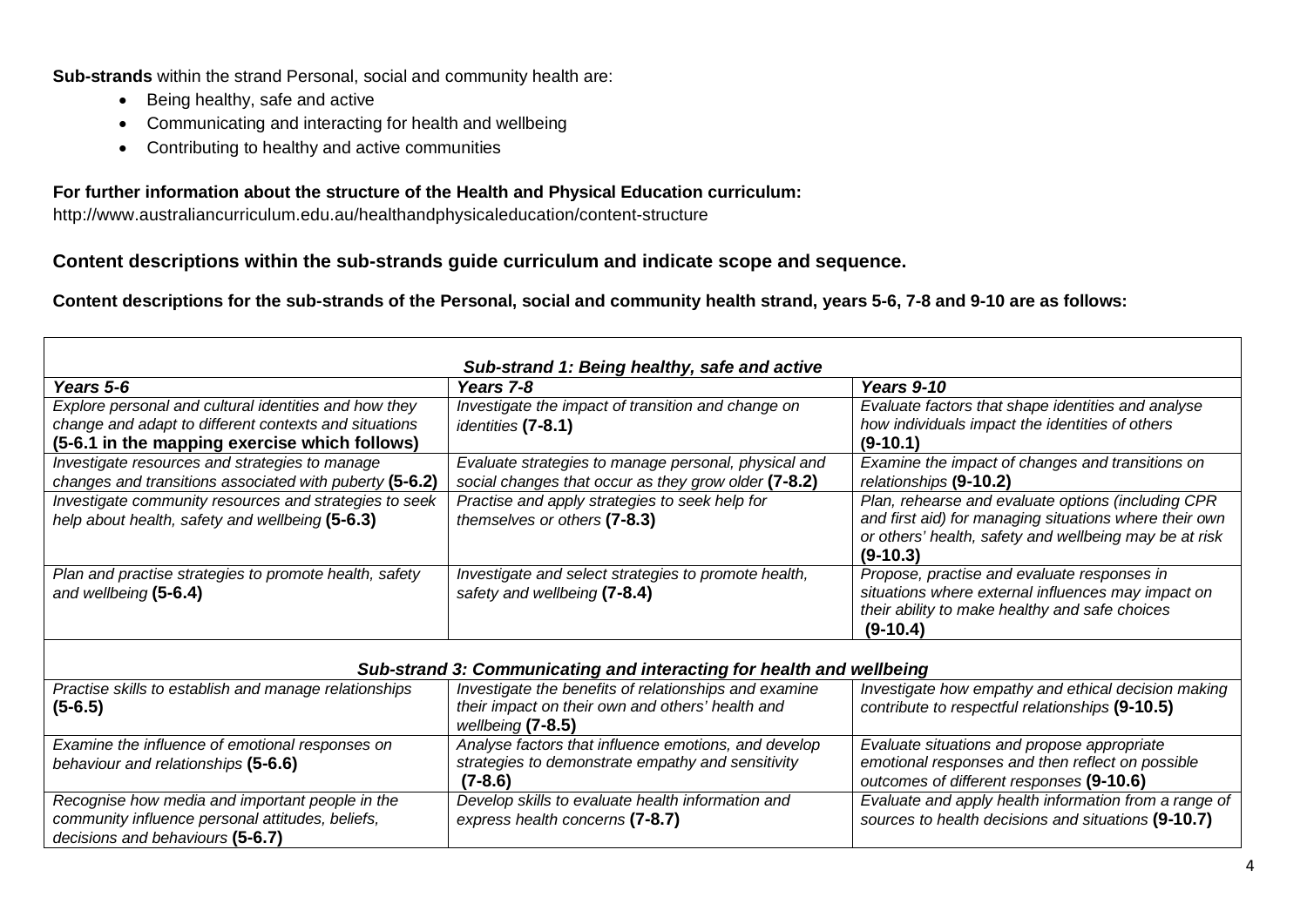**Sub-strands** within the strand Personal, social and community health are:

- Being healthy, safe and active
- Communicating and interacting for health and wellbeing
- Contributing to healthy and active communities

**For further information about the structure of the Health and Physical Education curriculum:**
http://www.australiancurriculum.edu.au/healthandphysicaleducation/content-structure

**Content descriptions within the sub-strands guide curriculum and indicate scope and sequence.**

**Content descriptions for the sub-strands of the Personal, social and community health strand, years 5-6, 7-8 and 9-10 are as follows:**

| ***Sub-strand 1: Being healthy, safe and active*** | | |
|---|---|---|
| ***Years 5-6*** | ***Years 7-8*** | ***Years 9-10*** |
| *Explore personal and cultural identities and how they change and adapt to different contexts and situations* **(5-6.1 in the mapping exercise which follows)** | *Investigate the impact of transition and change on identities* **(7-8.1)** | *Evaluate factors that shape identities and analyse how individuals impact the identities of others* **(9-10.1)** |
| *Investigate resources and strategies to manage changes and transitions associated with puberty* **(5-6.2)** | *Evaluate strategies to manage personal, physical and social changes that occur as they grow older* **(7-8.2)** | *Examine the impact of changes and transitions on relationships* **(9-10.2)** |
| *Investigate community resources and strategies to seek help about health, safety and wellbeing* **(5-6.3)** | *Practise and apply strategies to seek help for themselves or others* **(7-8.3)** | *Plan, rehearse and evaluate options (including CPR and first aid) for managing situations where their own or others' health, safety and wellbeing may be at risk* **(9-10.3)** |
| *Plan and practise strategies to promote health, safety and wellbeing* **(5-6.4)** | *Investigate and select strategies to promote health, safety and wellbeing* **(7-8.4)** | *Propose, practise and evaluate responses in situations where external influences may impact on their ability to make healthy and safe choices* **(9-10.4)** |
| ***Sub-strand 3: Communicating and interacting for health and wellbeing*** | | |
| *Practise skills to establish and manage relationships* **(5-6.5)** | *Investigate the benefits of relationships and examine their impact on their own and others' health and wellbeing* **(7-8.5)** | *Investigate how empathy and ethical decision making contribute to respectful relationships* **(9-10.5)** |
| *Examine the influence of emotional responses on behaviour and relationships* **(5-6.6)** | *Analyse factors that influence emotions, and develop strategies to demonstrate empathy and sensitivity* **(7-8.6)** | *Evaluate situations and propose appropriate emotional responses and then reflect on possible outcomes of different responses* **(9-10.6)** |
| *Recognise how media and important people in the community influence personal attitudes, beliefs, decisions and behaviours* **(5-6.7)** | *Develop skills to evaluate health information and express health concerns* **(7-8.7)** | *Evaluate and apply health information from a range of sources to health decisions and situations* **(9-10.7)** |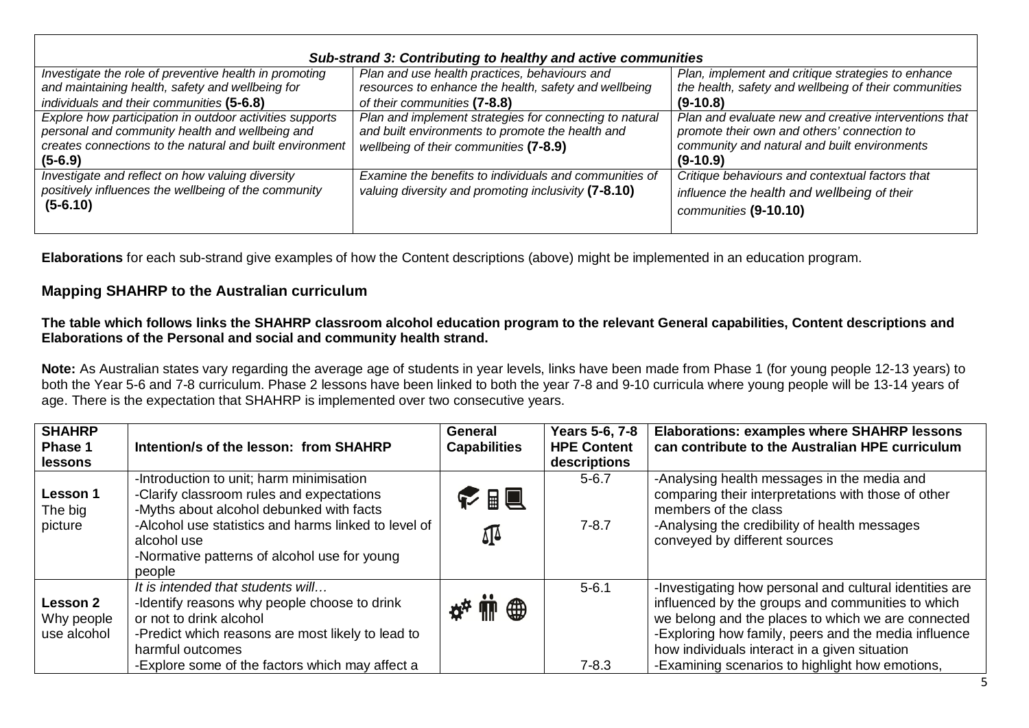| *Sub-strand 3: Contributing to healthy and active communities* | | |
|---|---|---|
| *Investigate the role of preventive health in promoting and maintaining health, safety and wellbeing for individuals and their communities* **(5-6.8)** | *Plan and use health practices, behaviours and resources to enhance the health, safety and wellbeing of their communities* **(7-8.8)** | *Plan, implement and critique strategies to enhance the health, safety and wellbeing of their communities* **(9-10.8)** |
| *Explore how participation in outdoor activities supports personal and community health and wellbeing and creates connections to the natural and built environment* **(5-6.9)** | *Plan and implement strategies for connecting to natural and built environments to promote the health and wellbeing of their communities* **(7-8.9)** | *Plan and evaluate new and creative interventions that promote their own and others' connection to community and natural and built environments* **(9-10.9)** |
| *Investigate and reflect on how valuing diversity positively influences the wellbeing of the community* **(5-6.10)** | *Examine the benefits to individuals and communities of valuing diversity and promoting inclusivity* **(7-8.10)** | *Critique behaviours and contextual factors that influence the health and wellbeing of their communities* **(9-10.10)** |

**Elaborations** for each sub-strand give examples of how the Content descriptions (above) might be implemented in an education program.

## Mapping SHAHRP to the Australian curriculum

**The table which follows links the SHAHRP classroom alcohol education program to the relevant General capabilities, Content descriptions and Elaborations of the Personal and social and community health strand.**

**Note:** As Australian states vary regarding the average age of students in year levels, links have been made from Phase 1 (for young people 12-13 years) to both the Year 5-6 and 7-8 curriculum. Phase 2 lessons have been linked to both the year 7-8 and 9-10 curricula where young people will be 13-14 years of age. There is the expectation that SHAHRP is implemented over two consecutive years.

| **SHAHRP Phase 1 lessons** | **Intention/s of the lesson: from SHAHRP** | **General Capabilities** | **Years 5-6, 7-8 HPE Content descriptions** | **Elaborations: examples where SHAHRP lessons can contribute to the Australian HPE curriculum** |
|---|---|---|---|---|
| **Lesson 1** The big picture | -Introduction to unit; harm minimisation<br>-Clarify classroom rules and expectations<br>-Myths about alcohol debunked with facts<br>-Alcohol use statistics and harms linked to level of alcohol use<br>-Normative patterns of alcohol use for young people | | 5-6.7<br><br>7-8.7 | -Analysing health messages in the media and comparing their interpretations with those of other members of the class<br>-Analysing the credibility of health messages conveyed by different sources |
| **Lesson 2** Why people use alcohol | *It is intended that students will…*<br>-Identify reasons why people choose to drink or not to drink alcohol<br>-Predict which reasons are most likely to lead to harmful outcomes<br>-Explore some of the factors which may affect a | | 5-6.1<br><br>7-8.3 | -Investigating how personal and cultural identities are influenced by the groups and communities to which we belong and the places to which we are connected<br>-Exploring how family, peers and the media influence how individuals interact in a given situation<br>-Examining scenarios to highlight how emotions, |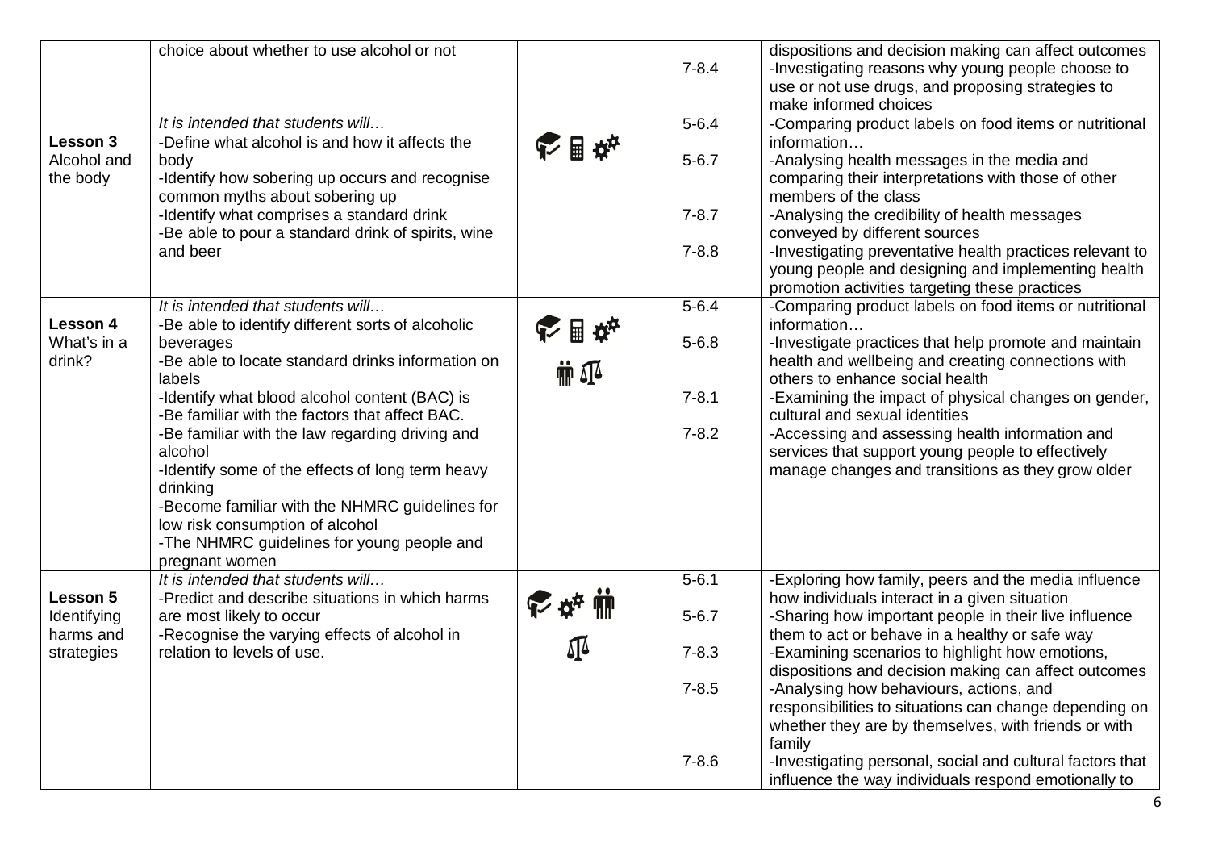| | | | | |
|---|---|---|---|---|
| | choice about whether to use alcohol or not | | 7-8.4 | dispositions and decision making can affect outcomes<br>-Investigating reasons why young people choose to use or not use drugs, and proposing strategies to make informed choices |
| **Lesson 3**<br>Alcohol and the body | *It is intended that students will…*<br>-Define what alcohol is and how it affects the body<br>-Identify how sobering up occurs and recognise common myths about sobering up<br>-Identify what comprises a standard drink<br>-Be able to pour a standard drink of spirits, wine and beer | | 5-6.4<br><br>5-6.7<br><br>7-8.7<br><br>7-8.8 | -Comparing product labels on food items or nutritional information…<br>-Analysing health messages in the media and comparing their interpretations with those of other members of the class<br>-Analysing the credibility of health messages conveyed by different sources<br>-Investigating preventative health practices relevant to young people and designing and implementing health promotion activities targeting these practices |
| **Lesson 4**<br>What's in a drink? | *It is intended that students will…*<br>-Be able to identify different sorts of alcoholic beverages<br>-Be able to locate standard drinks information on labels<br>-Identify what blood alcohol content (BAC) is<br>-Be familiar with the factors that affect BAC.<br>-Be familiar with the law regarding driving and alcohol<br>-Identify some of the effects of long term heavy drinking<br>-Become familiar with the NHMRC guidelines for low risk consumption of alcohol<br>-The NHMRC guidelines for young people and pregnant women | | 5-6.4<br><br>5-6.8<br><br>7-8.1<br><br>7-8.2 | -Comparing product labels on food items or nutritional information…<br>-Investigate practices that help promote and maintain health and wellbeing and creating connections with others to enhance social health<br>-Examining the impact of physical changes on gender, cultural and sexual identities<br>-Accessing and assessing health information and services that support young people to effectively manage changes and transitions as they grow older |
| **Lesson 5**<br>Identifying harms and strategies | *It is intended that students will…*<br>-Predict and describe situations in which harms are most likely to occur<br>-Recognise the varying effects of alcohol in relation to levels of use. | | 5-6.1<br><br>5-6.7<br><br>7-8.3<br><br>7-8.5<br><br>7-8.6 | -Exploring how family, peers and the media influence how individuals interact in a given situation<br>-Sharing how important people in their live influence them to act or behave in a healthy or safe way<br>-Examining scenarios to highlight how emotions, dispositions and decision making can affect outcomes<br>-Analysing how behaviours, actions, and responsibilities to situations can change depending on whether they are by themselves, with friends or with family<br>-Investigating personal, social and cultural factors that influence the way individuals respond emotionally to |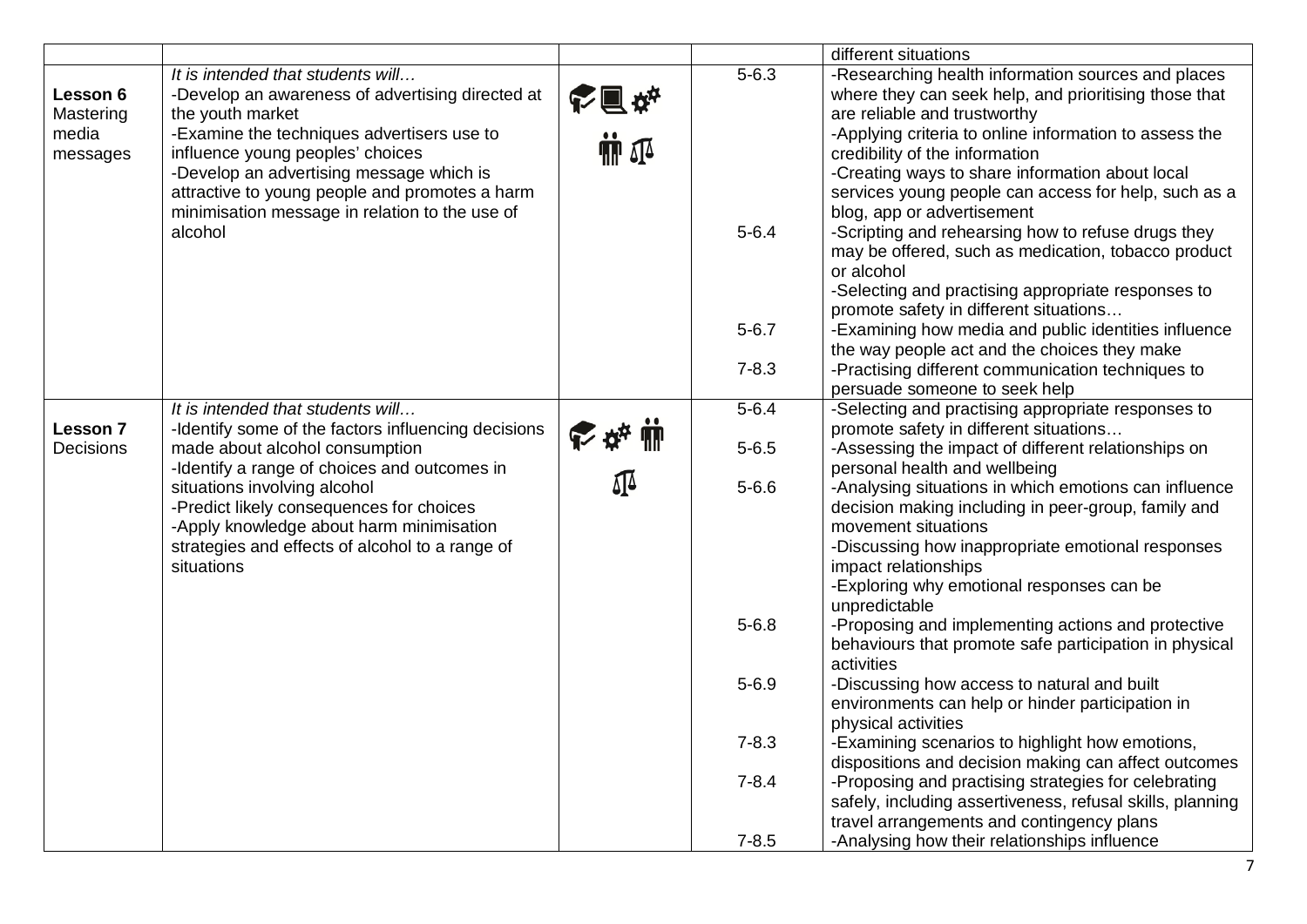| | | | | |
|---|---|---|---|---|
| | | | | different situations |
| **Lesson 6** Mastering media messages | *It is intended that students will…*<br>-Develop an awareness of advertising directed at the youth market<br>-Examine the techniques advertisers use to influence young peoples' choices<br>-Develop an advertising message which is attractive to young people and promotes a harm minimisation message in relation to the use of alcohol | | 5-6.3<br><br><br><br><br><br><br>5-6.4<br><br><br><br><br>5-6.7<br><br>7-8.3 | -Researching health information sources and places where they can seek help, and prioritising those that are reliable and trustworthy<br>-Applying criteria to online information to assess the credibility of the information<br>-Creating ways to share information about local services young people can access for help, such as a blog, app or advertisement<br>-Scripting and rehearsing how to refuse drugs they may be offered, such as medication, tobacco product or alcohol<br>-Selecting and practising appropriate responses to promote safety in different situations…<br>-Examining how media and public identities influence the way people act and the choices they make<br>-Practising different communication techniques to persuade someone to seek help |
| **Lesson 7** Decisions | *It is intended that students will…*<br>-Identify some of the factors influencing decisions made about alcohol consumption<br>-Identify a range of choices and outcomes in situations involving alcohol<br>-Predict likely consequences for choices<br>-Apply knowledge about harm minimisation strategies and effects of alcohol to a range of situations | | 5-6.4<br><br>5-6.5<br><br>5-6.6<br><br><br><br><br><br><br><br>5-6.8<br><br><br>5-6.9<br><br><br>7-8.3<br><br>7-8.4<br><br><br>7-8.5 | -Selecting and practising appropriate responses to promote safety in different situations…<br>-Assessing the impact of different relationships on personal health and wellbeing<br>-Analysing situations in which emotions can influence decision making including in peer-group, family and movement situations<br>-Discussing how inappropriate emotional responses impact relationships<br>-Exploring why emotional responses can be unpredictable<br>-Proposing and implementing actions and protective behaviours that promote safe participation in physical activities<br>-Discussing how access to natural and built environments can help or hinder participation in physical activities<br>-Examining scenarios to highlight how emotions, dispositions and decision making can affect outcomes<br>-Proposing and practising strategies for celebrating safely, including assertiveness, refusal skills, planning travel arrangements and contingency plans<br>-Analysing how their relationships influence |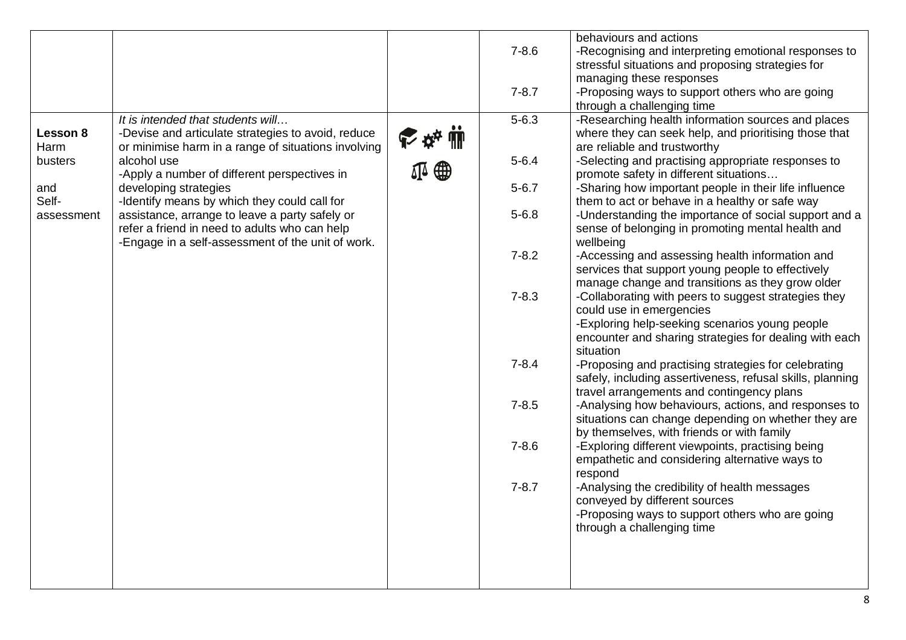| | | | | |
|---|---|---|---|---|
| | | | 7-8.6<br><br>7-8.7 | behaviours and actions<br>-Recognising and interpreting emotional responses to stressful situations and proposing strategies for managing these responses<br>-Proposing ways to support others who are going through a challenging time |
| **Lesson 8** Harm busters<br><br>and Self-assessment | *It is intended that students will…*<br>-Devise and articulate strategies to avoid, reduce or minimise harm in a range of situations involving alcohol use<br>-Apply a number of different perspectives in developing strategies<br>-Identify means by which they could call for assistance, arrange to leave a party safely or refer a friend in need to adults who can help<br>-Engage in a self-assessment of the unit of work. | | 5-6.3<br><br>5-6.4<br><br>5-6.7<br><br>5-6.8<br><br>7-8.2<br><br>7-8.3<br><br><br>7-8.4<br><br>7-8.5<br><br>7-8.6<br><br>7-8.7 | -Researching health information sources and places where they can seek help, and prioritising those that are reliable and trustworthy<br>-Selecting and practising appropriate responses to promote safety in different situations…<br>-Sharing how important people in their life influence them to act or behave in a healthy or safe way<br>-Understanding the importance of social support and a sense of belonging in promoting mental health and wellbeing<br>-Accessing and assessing health information and services that support young people to effectively manage change and transitions as they grow older<br>-Collaborating with peers to suggest strategies they could use in emergencies<br>-Exploring help-seeking scenarios young people encounter and sharing strategies for dealing with each situation<br>-Proposing and practising strategies for celebrating safely, including assertiveness, refusal skills, planning travel arrangements and contingency plans<br>-Analysing how behaviours, actions, and responses to situations can change depending on whether they are by themselves, with friends or with family<br>-Exploring different viewpoints, practising being empathetic and considering alternative ways to respond<br>-Analysing the credibility of health messages conveyed by different sources<br>-Proposing ways to support others who are going through a challenging time |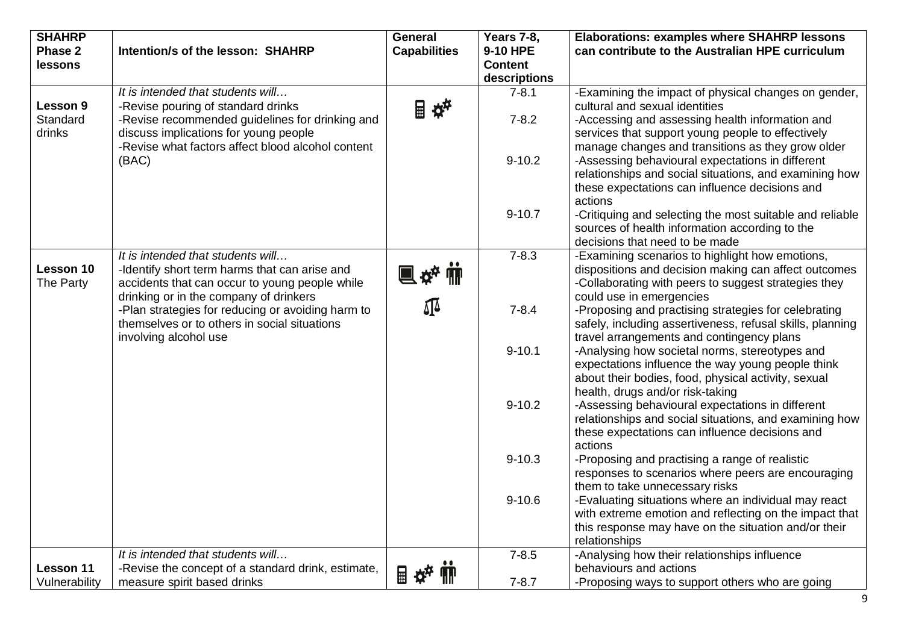| SHAHRP Phase 2 lessons | Intention/s of the lesson: SHAHRP | General Capabilities | Years 7-8, 9-10 HPE Content descriptions | Elaborations: examples where SHAHRP lessons can contribute to the Australian HPE curriculum |
|---|---|---|---|---|
| **Lesson 9** Standard drinks | *It is intended that students will…*<br>-Revise pouring of standard drinks<br>-Revise recommended guidelines for drinking and discuss implications for young people<br>-Revise what factors affect blood alcohol content (BAC) | | 7-8.1<br><br>7-8.2<br><br>9-10.2<br><br>9-10.7 | -Examining the impact of physical changes on gender, cultural and sexual identities<br>-Accessing and assessing health information and services that support young people to effectively manage changes and transitions as they grow older<br>-Assessing behavioural expectations in different relationships and social situations, and examining how these expectations can influence decisions and actions<br>-Critiquing and selecting the most suitable and reliable sources of health information according to the decisions that need to be made |
| **Lesson 10** The Party | *It is intended that students will…*<br>-Identify short term harms that can arise and accidents that can occur to young people while drinking or in the company of drinkers<br>-Plan strategies for reducing or avoiding harm to themselves or to others in social situations involving alcohol use | | 7-8.3<br><br>7-8.4<br><br>9-10.1<br><br>9-10.2<br><br>9-10.3<br><br>9-10.6 | -Examining scenarios to highlight how emotions, dispositions and decision making can affect outcomes<br>-Collaborating with peers to suggest strategies they could use in emergencies<br>-Proposing and practising strategies for celebrating safely, including assertiveness, refusal skills, planning travel arrangements and contingency plans<br>-Analysing how societal norms, stereotypes and expectations influence the way young people think about their bodies, food, physical activity, sexual health, drugs and/or risk-taking<br>-Assessing behavioural expectations in different relationships and social situations, and examining how these expectations can influence decisions and actions<br>-Proposing and practising a range of realistic responses to scenarios where peers are encouraging them to take unnecessary risks<br>-Evaluating situations where an individual may react with extreme emotion and reflecting on the impact that this response may have on the situation and/or their relationships |
| **Lesson 11** Vulnerability | *It is intended that students will…*<br>-Revise the concept of a standard drink, estimate, measure spirit based drinks | | 7-8.5<br><br>7-8.7 | -Analysing how their relationships influence behaviours and actions<br>-Proposing ways to support others who are going |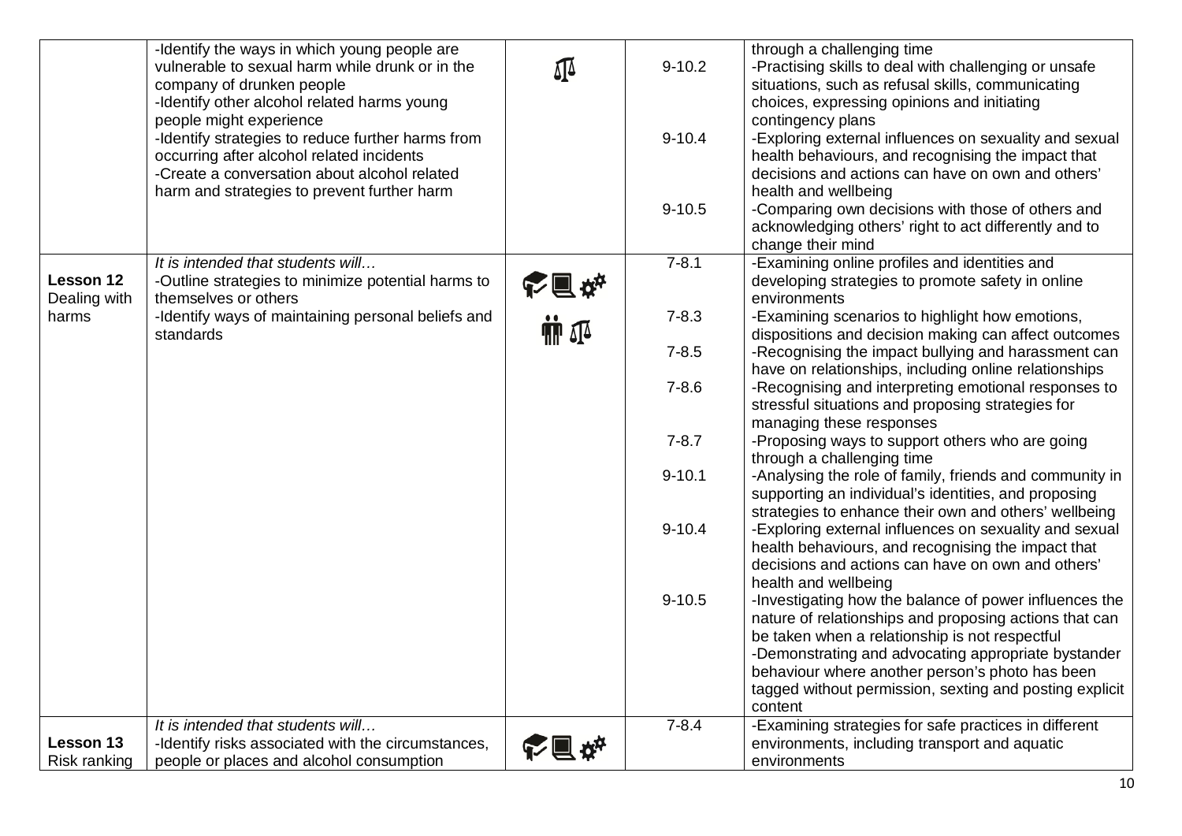| | | | | |
|---|---|---|---|---|
| | -Identify the ways in which young people are vulnerable to sexual harm while drunk or in the company of drunken people<br>-Identify other alcohol related harms young people might experience<br>-Identify strategies to reduce further harms from occurring after alcohol related incidents<br>-Create a conversation about alcohol related harm and strategies to prevent further harm | | 9-10.2<br><br>9-10.4<br><br>9-10.5 | through a challenging time<br>-Practising skills to deal with challenging or unsafe situations, such as refusal skills, communicating choices, expressing opinions and initiating contingency plans<br>-Exploring external influences on sexuality and sexual health behaviours, and recognising the impact that decisions and actions can have on own and others' health and wellbeing<br>-Comparing own decisions with those of others and acknowledging others' right to act differently and to change their mind |
| **Lesson 12** Dealing with harms | *It is intended that students will…*<br>-Outline strategies to minimize potential harms to themselves or others<br>-Identify ways of maintaining personal beliefs and standards | | 7-8.1<br><br>7-8.3<br><br>7-8.5<br><br>7-8.6<br><br>7-8.7<br><br>9-10.1<br><br>9-10.4<br><br>9-10.5 | -Examining online profiles and identities and developing strategies to promote safety in online environments<br>-Examining scenarios to highlight how emotions, dispositions and decision making can affect outcomes<br>-Recognising the impact bullying and harassment can have on relationships, including online relationships<br>-Recognising and interpreting emotional responses to stressful situations and proposing strategies for managing these responses<br>-Proposing ways to support others who are going through a challenging time<br>-Analysing the role of family, friends and community in supporting an individual's identities, and proposing strategies to enhance their own and others' wellbeing<br>-Exploring external influences on sexuality and sexual health behaviours, and recognising the impact that decisions and actions can have on own and others' health and wellbeing<br>-Investigating how the balance of power influences the nature of relationships and proposing actions that can be taken when a relationship is not respectful<br>-Demonstrating and advocating appropriate bystander behaviour where another person's photo has been tagged without permission, sexting and posting explicit content |
| **Lesson 13** Risk ranking | *It is intended that students will…*<br>-Identify risks associated with the circumstances, people or places and alcohol consumption | | 7-8.4 | -Examining strategies for safe practices in different environments, including transport and aquatic environments |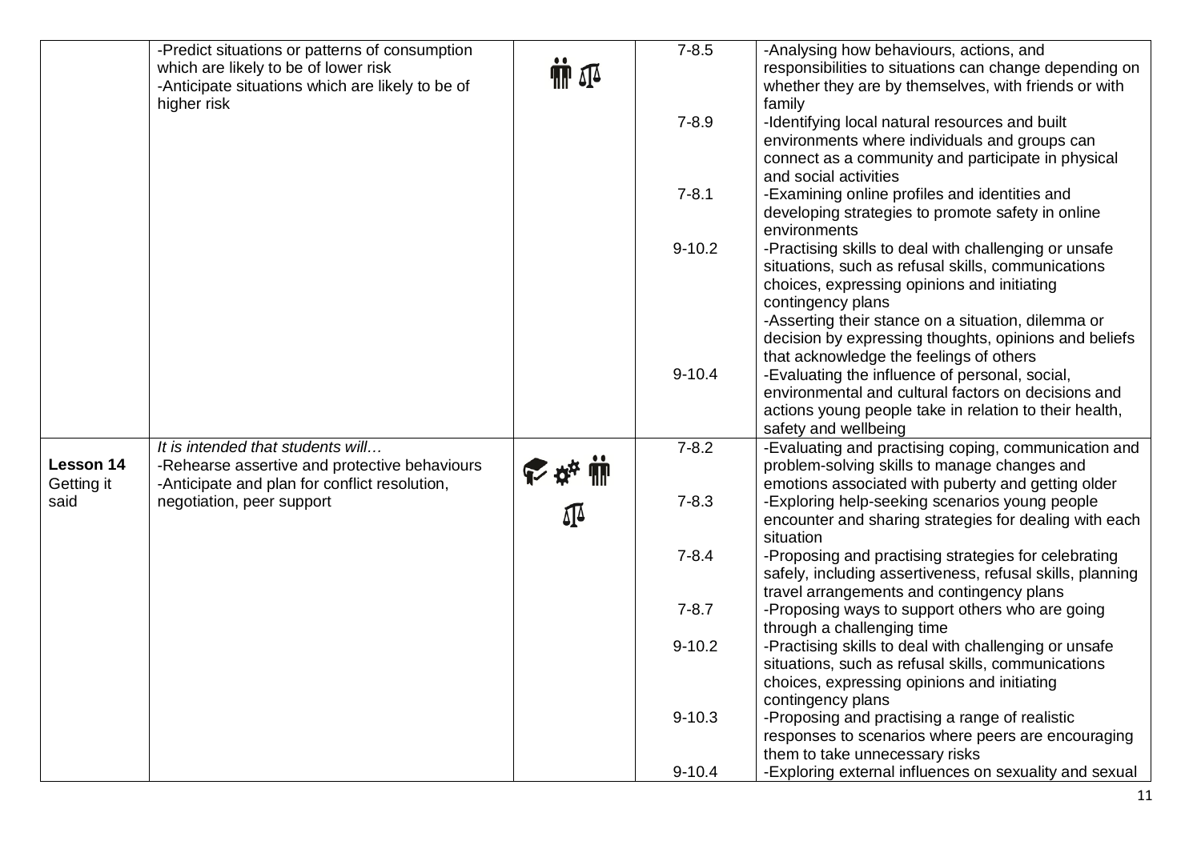| | | | | |
|---|---|---|---|---|
| | -Predict situations or patterns of consumption which are likely to be of lower risk<br>-Anticipate situations which are likely to be of higher risk | | 7-8.5<br><br><br><br>7-8.9<br><br><br><br>7-8.1<br><br><br>9-10.2<br><br><br><br><br><br><br><br>9-10.4 | -Analysing how behaviours, actions, and responsibilities to situations can change depending on whether they are by themselves, with friends or with family<br>-Identifying local natural resources and built environments where individuals and groups can connect as a community and participate in physical and social activities<br>-Examining online profiles and identities and developing strategies to promote safety in online environments<br>-Practising skills to deal with challenging or unsafe situations, such as refusal skills, communications choices, expressing opinions and initiating contingency plans<br>-Asserting their stance on a situation, dilemma or decision by expressing thoughts, opinions and beliefs that acknowledge the feelings of others<br>-Evaluating the influence of personal, social, environmental and cultural factors on decisions and actions young people take in relation to their health, safety and wellbeing |
| **Lesson 14** Getting it said | *It is intended that students will…*<br>-Rehearse assertive and protective behaviours<br>-Anticipate and plan for conflict resolution, negotiation, peer support | | 7-8.2<br><br><br>7-8.3<br><br><br>7-8.4<br><br><br>7-8.7<br><br>9-10.2<br><br><br><br>9-10.3<br><br><br>9-10.4 | -Evaluating and practising coping, communication and problem-solving skills to manage changes and emotions associated with puberty and getting older<br>-Exploring help-seeking scenarios young people encounter and sharing strategies for dealing with each situation<br>-Proposing and practising strategies for celebrating safely, including assertiveness, refusal skills, planning travel arrangements and contingency plans<br>-Proposing ways to support others who are going through a challenging time<br>-Practising skills to deal with challenging or unsafe situations, such as refusal skills, communications choices, expressing opinions and initiating contingency plans<br>-Proposing and practising a range of realistic responses to scenarios where peers are encouraging them to take unnecessary risks<br>-Exploring external influences on sexuality and sexual |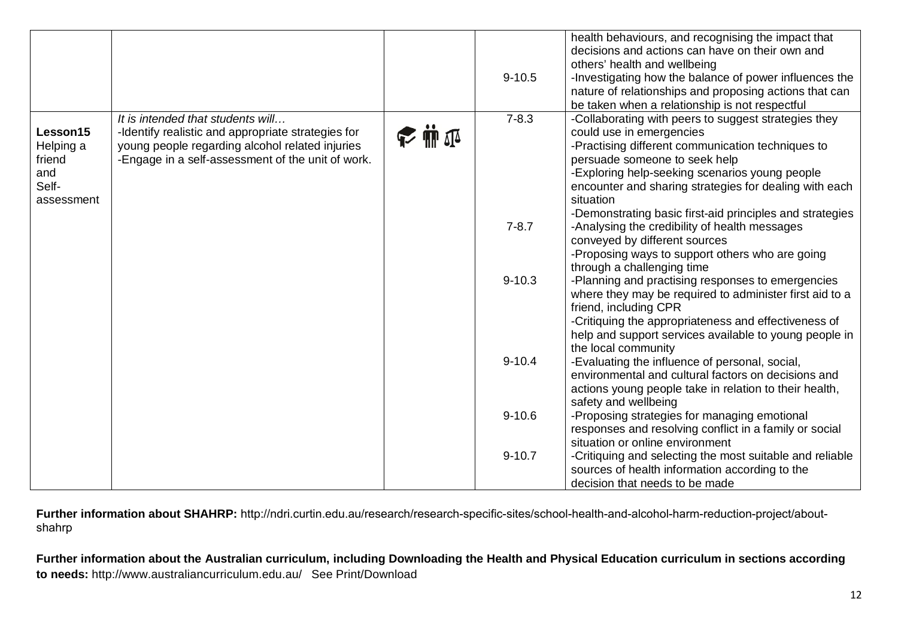| | | | | |
|---|---|---|---|---|
| | | | 9-10.5 | health behaviours, and recognising the impact that decisions and actions can have on their own and others' health and wellbeing<br>-Investigating how the balance of power influences the nature of relationships and proposing actions that can be taken when a relationship is not respectful |
| **Lesson15** Helping a friend and Self-assessment | *It is intended that students will…*<br>-Identify realistic and appropriate strategies for young people regarding alcohol related injuries<br>-Engage in a self-assessment of the unit of work. | | 7-8.3<br><br><br><br><br><br><br>7-8.7<br><br><br><br>9-10.3<br><br><br><br><br><br>9-10.4<br><br><br><br>9-10.6<br><br><br>9-10.7 | -Collaborating with peers to suggest strategies they could use in emergencies<br>-Practising different communication techniques to persuade someone to seek help<br>-Exploring help-seeking scenarios young people encounter and sharing strategies for dealing with each situation<br>-Demonstrating basic first-aid principles and strategies<br>-Analysing the credibility of health messages conveyed by different sources<br>-Proposing ways to support others who are going through a challenging time<br>-Planning and practising responses to emergencies where they may be required to administer first aid to a friend, including CPR<br>-Critiquing the appropriateness and effectiveness of help and support services available to young people in the local community<br>-Evaluating the influence of personal, social, environmental and cultural factors on decisions and actions young people take in relation to their health, safety and wellbeing<br>-Proposing strategies for managing emotional responses and resolving conflict in a family or social situation or online environment<br>-Critiquing and selecting the most suitable and reliable sources of health information according to the decision that needs to be made |

**Further information about SHAHRP:** http://ndri.curtin.edu.au/research/research-specific-sites/school-health-and-alcohol-harm-reduction-project/about-shahrp

**Further information about the Australian curriculum, including Downloading the Health and Physical Education curriculum in sections according to needs:** http://www.australiancurriculum.edu.au/ See Print/Download